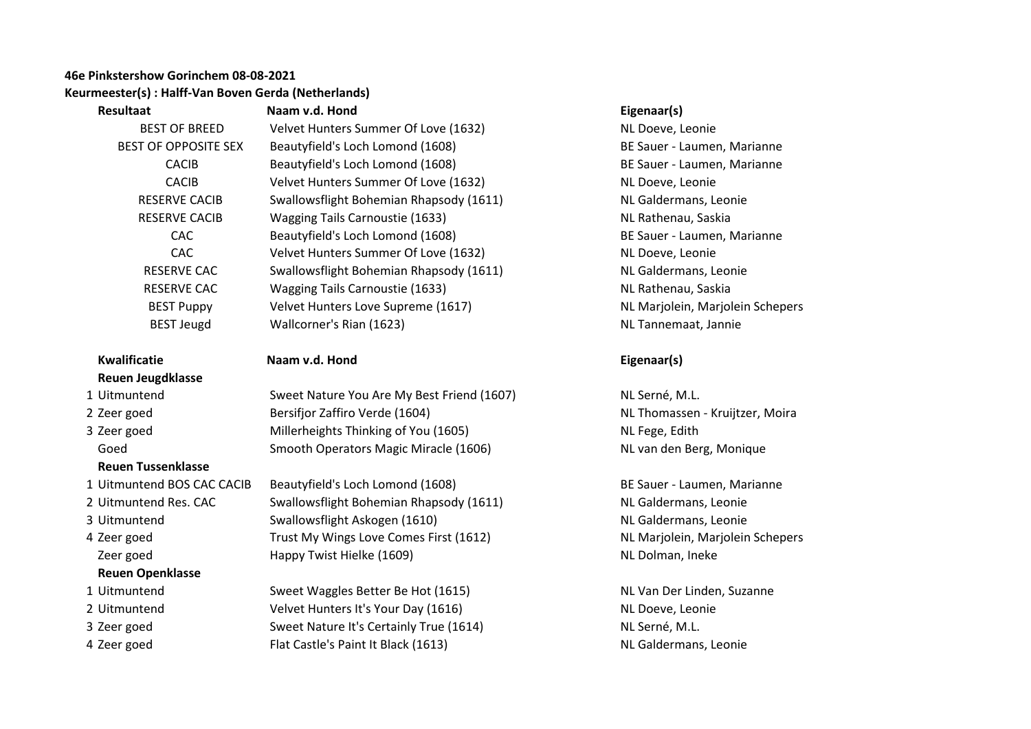**46e Pinkstershow Gorinchem 08-08-2021**

**Keurmeester(s) : Halff-Van Boven Gerda (Netherlands)**

| Resultaat | Naam v.d. Hond | Eigenaar(s) |
|---|---|---|
| BEST OF BREED | Velvet Hunters Summer Of Love (1632) | NL Doeve, Leonie |
| BEST OF OPPOSITE SEX | Beautyfield's Loch Lomond (1608) | BE Sauer - Laumen, Marianne |
| CACIB | Beautyfield's Loch Lomond (1608) | BE Sauer - Laumen, Marianne |
| CACIB | Velvet Hunters Summer Of Love (1632) | NL Doeve, Leonie |
| RESERVE CACIB | Swallowsflight Bohemian Rhapsody (1611) | NL Galdermans, Leonie |
| RESERVE CACIB | Wagging Tails Carnoustie (1633) | NL Rathenau, Saskia |
| CAC | Beautyfield's Loch Lomond (1608) | BE Sauer - Laumen, Marianne |
| CAC | Velvet Hunters Summer Of Love (1632) | NL Doeve, Leonie |
| RESERVE CAC | Swallowsflight Bohemian Rhapsody (1611) | NL Galdermans, Leonie |
| RESERVE CAC | Wagging Tails Carnoustie (1633) | NL Rathenau, Saskia |
| BEST Puppy | Velvet Hunters Love Supreme (1617) | NL Marjolein, Marjolein Schepers |
| BEST Jeugd | Wallcorner's Rian (1623) | NL Tannemaat, Jannie |

| Kwalificatie | Naam v.d. Hond | Eigenaar(s) |
|---|---|---|
| **Reuen Jeugdklasse** | | |
| 1 Uitmuntend | Sweet Nature You Are My Best Friend (1607) | NL Serné, M.L. |
| 2 Zeer goed | Bersifjor Zaffiro Verde (1604) | NL Thomassen - Kruijtzer, Moira |
| 3 Zeer goed | Millerheights Thinking of You (1605) | NL Fege, Edith |
| Goed | Smooth Operators Magic Miracle (1606) | NL van den Berg, Monique |
| **Reuen Tussenklasse** | | |
| 1 Uitmuntend BOS CAC CACIB | Beautyfield's Loch Lomond (1608) | BE Sauer - Laumen, Marianne |
| 2 Uitmuntend Res. CAC | Swallowsflight Bohemian Rhapsody (1611) | NL Galdermans, Leonie |
| 3 Uitmuntend | Swallowsflight Askogen (1610) | NL Galdermans, Leonie |
| 4 Zeer goed | Trust My Wings Love Comes First (1612) | NL Marjolein, Marjolein Schepers |
| Zeer goed | Happy Twist Hielke (1609) | NL Dolman, Ineke |
| **Reuen Openklasse** | | |
| 1 Uitmuntend | Sweet Waggles Better Be Hot (1615) | NL Van Der Linden, Suzanne |
| 2 Uitmuntend | Velvet Hunters It's Your Day (1616) | NL Doeve, Leonie |
| 3 Zeer goed | Sweet Nature It's Certainly True (1614) | NL Serné, M.L. |
| 4 Zeer goed | Flat Castle's Paint It Black (1613) | NL Galdermans, Leonie |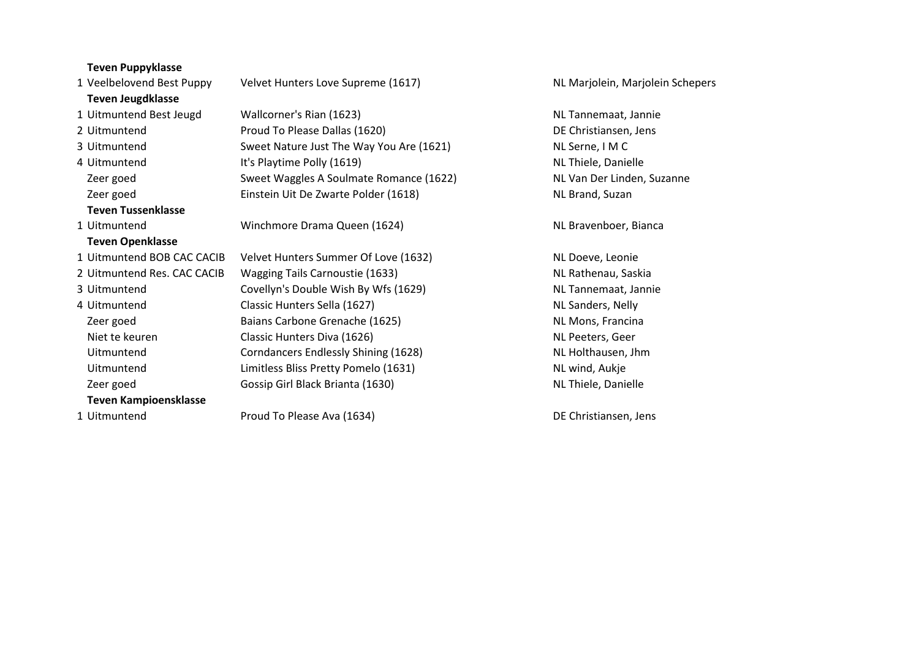| | | | |
|---|---|---|---|
| | **Teven Puppyklasse** | | |
| 1 | Veelbelovend Best Puppy | Velvet Hunters Love Supreme (1617) | NL Marjolein, Marjolein Schepers |
| | **Teven Jeugdklasse** | | |
| 1 | Uitmuntend Best Jeugd | Wallcorner's Rian (1623) | NL Tannemaat, Jannie |
| 2 | Uitmuntend | Proud To Please Dallas (1620) | DE Christiansen, Jens |
| 3 | Uitmuntend | Sweet Nature Just The Way You Are (1621) | NL Serne, I M C |
| 4 | Uitmuntend | It's Playtime Polly (1619) | NL Thiele, Danielle |
| | Zeer goed | Sweet Waggles A Soulmate Romance (1622) | NL Van Der Linden, Suzanne |
| | Zeer goed | Einstein Uit De Zwarte Polder (1618) | NL Brand, Suzan |
| | **Teven Tussenklasse** | | |
| 1 | Uitmuntend | Winchmore Drama Queen (1624) | NL Bravenboer, Bianca |
| | **Teven Openklasse** | | |
| 1 | Uitmuntend BOB CAC CACIB | Velvet Hunters Summer Of Love (1632) | NL Doeve, Leonie |
| 2 | Uitmuntend Res. CAC CACIB | Wagging Tails Carnoustie (1633) | NL Rathenau, Saskia |
| 3 | Uitmuntend | Covellyn's Double Wish By Wfs (1629) | NL Tannemaat, Jannie |
| 4 | Uitmuntend | Classic Hunters Sella (1627) | NL Sanders, Nelly |
| | Zeer goed | Baians Carbone Grenache (1625) | NL Mons, Francina |
| | Niet te keuren | Classic Hunters Diva (1626) | NL Peeters, Geer |
| | Uitmuntend | Corndancers Endlessly Shining (1628) | NL Holthausen, Jhm |
| | Uitmuntend | Limitless Bliss Pretty Pomelo (1631) | NL wind, Aukje |
| | Zeer goed | Gossip Girl Black Brianta (1630) | NL Thiele, Danielle |
| | **Teven Kampioensklasse** | | |
| 1 | Uitmuntend | Proud To Please Ava (1634) | DE Christiansen, Jens |